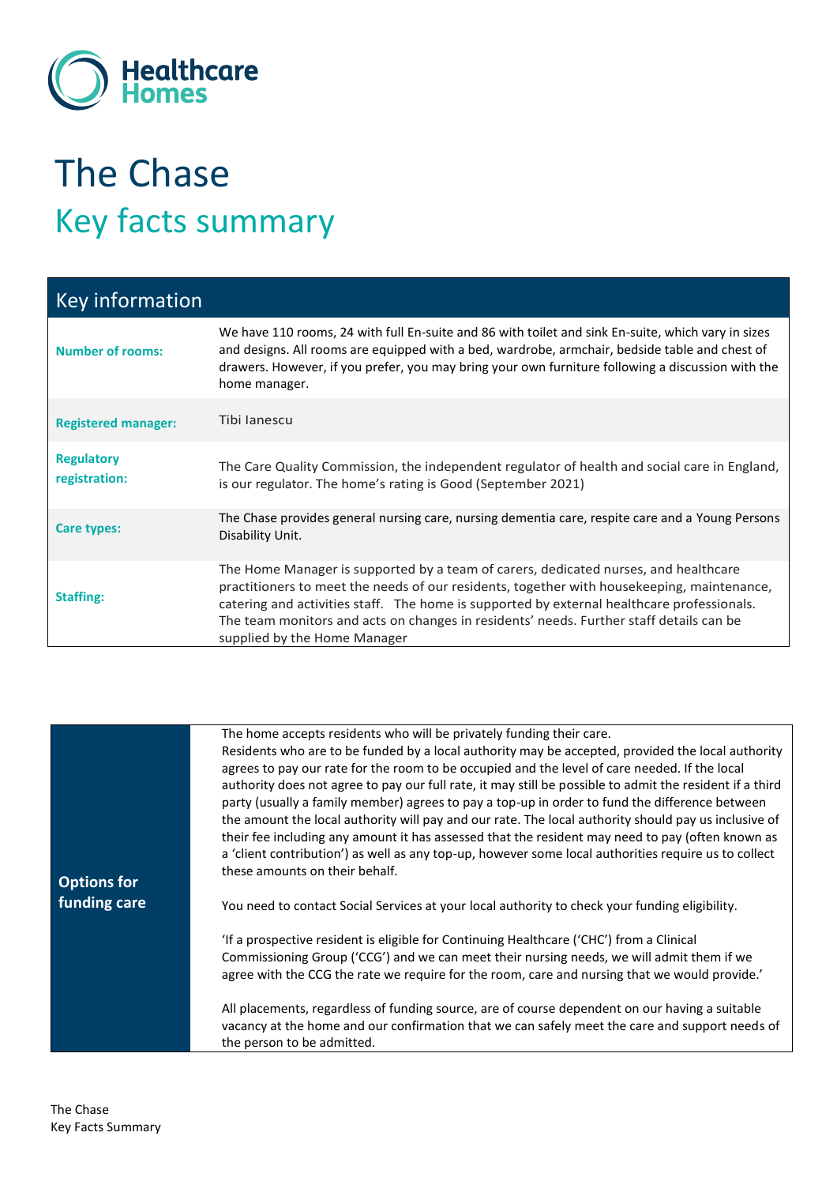Healthcare Homes

# The Chase

## Key facts summary

| Key information | |
|---|---|
| **Number of rooms:** | We have 110 rooms, 24 with full En-suite and 86 with toilet and sink En-suite, which vary in sizes and designs. All rooms are equipped with a bed, wardrobe, armchair, bedside table and chest of drawers. However, if you prefer, you may bring your own furniture following a discussion with the home manager. |
| **Registered manager:** | Tibi Ianescu |
| **Regulatory registration:** | The Care Quality Commission, the independent regulator of health and social care in England, is our regulator. The home's rating is Good (September 2021) |
| **Care types:** | The Chase provides general nursing care, nursing dementia care, respite care and a Young Persons Disability Unit. |
| **Staffing:** | The Home Manager is supported by a team of carers, dedicated nurses, and healthcare practitioners to meet the needs of our residents, together with housekeeping, maintenance, catering and activities staff. The home is supported by external healthcare professionals. The team monitors and acts on changes in residents' needs. Further staff details can be supplied by the Home Manager |

| | |
|---|---|
| **Options for funding care** | The home accepts residents who will be privately funding their care.<br>Residents who are to be funded by a local authority may be accepted, provided the local authority agrees to pay our rate for the room to be occupied and the level of care needed. If the local authority does not agree to pay our full rate, it may still be possible to admit the resident if a third party (usually a family member) agrees to pay a top-up in order to fund the difference between the amount the local authority will pay and our rate. The local authority should pay us inclusive of their fee including any amount it has assessed that the resident may need to pay (often known as a 'client contribution') as well as any top-up, however some local authorities require us to collect these amounts on their behalf.<br><br>You need to contact Social Services at your local authority to check your funding eligibility.<br><br>'If a prospective resident is eligible for Continuing Healthcare ('CHC') from a Clinical Commissioning Group ('CCG') and we can meet their nursing needs, we will admit them if we agree with the CCG the rate we require for the room, care and nursing that we would provide.'<br><br>All placements, regardless of funding source, are of course dependent on our having a suitable vacancy at the home and our confirmation that we can safely meet the care and support needs of the person to be admitted. |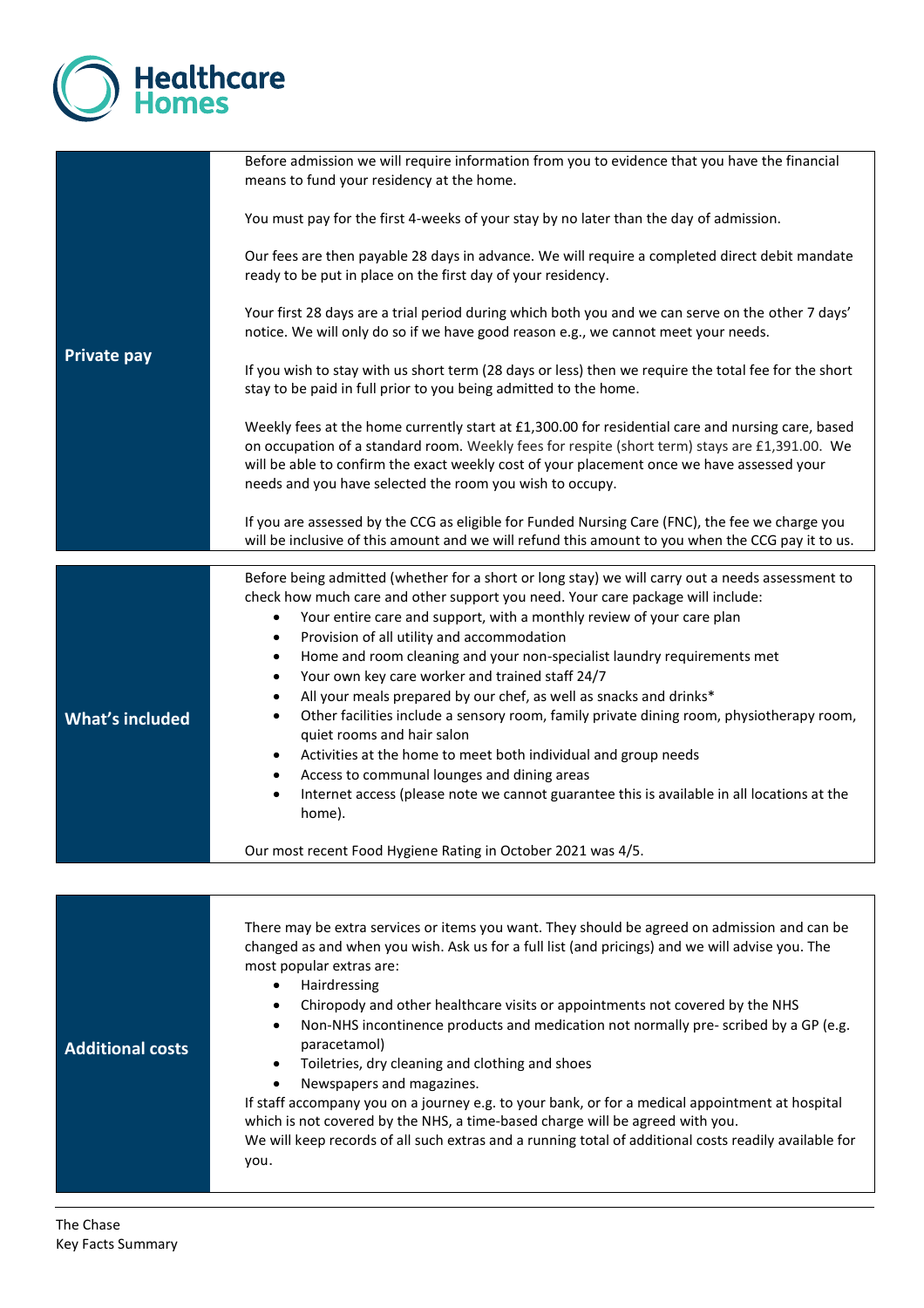| | |
|---|---|
| **Private pay** | Before admission we will require information from you to evidence that you have the financial means to fund your residency at the home.<br><br>You must pay for the first 4-weeks of your stay by no later than the day of admission.<br><br>Our fees are then payable 28 days in advance. We will require a completed direct debit mandate ready to be put in place on the first day of your residency.<br><br>Your first 28 days are a trial period during which both you and we can serve on the other 7 days' notice. We will only do so if we have good reason e.g., we cannot meet your needs.<br><br>If you wish to stay with us short term (28 days or less) then we require the total fee for the short stay to be paid in full prior to you being admitted to the home.<br><br>Weekly fees at the home currently start at £1,300.00 for residential care and nursing care, based on occupation of a standard room. Weekly fees for respite (short term) stays are £1,391.00. We will be able to confirm the exact weekly cost of your placement once we have assessed your needs and you have selected the room you wish to occupy.<br><br>If you are assessed by the CCG as eligible for Funded Nursing Care (FNC), the fee we charge you will be inclusive of this amount and we will refund this amount to you when the CCG pay it to us. |

| | |
|---|---|
| **What's included** | Before being admitted (whether for a short or long stay) we will carry out a needs assessment to check how much care and other support you need. Your care package will include:<br>• Your entire care and support, with a monthly review of your care plan<br>• Provision of all utility and accommodation<br>• Home and room cleaning and your non-specialist laundry requirements met<br>• Your own key care worker and trained staff 24/7<br>• All your meals prepared by our chef, as well as snacks and drinks*<br>• Other facilities include a sensory room, family private dining room, physiotherapy room, quiet rooms and hair salon<br>• Activities at the home to meet both individual and group needs<br>• Access to communal lounges and dining areas<br>• Internet access (please note we cannot guarantee this is available in all locations at the home).<br><br>Our most recent Food Hygiene Rating in October 2021 was 4/5. |

| | |
|---|---|
| **Additional costs** | There may be extra services or items you want. They should be agreed on admission and can be changed as and when you wish. Ask us for a full list (and pricings) and we will advise you. The most popular extras are:<br>• Hairdressing<br>• Chiropody and other healthcare visits or appointments not covered by the NHS<br>• Non-NHS incontinence products and medication not normally pre- scribed by a GP (e.g. paracetamol)<br>• Toiletries, dry cleaning and clothing and shoes<br>• Newspapers and magazines.<br>If staff accompany you on a journey e.g. to your bank, or for a medical appointment at hospital which is not covered by the NHS, a time-based charge will be agreed with you.<br>We will keep records of all such extras and a running total of additional costs readily available for you. |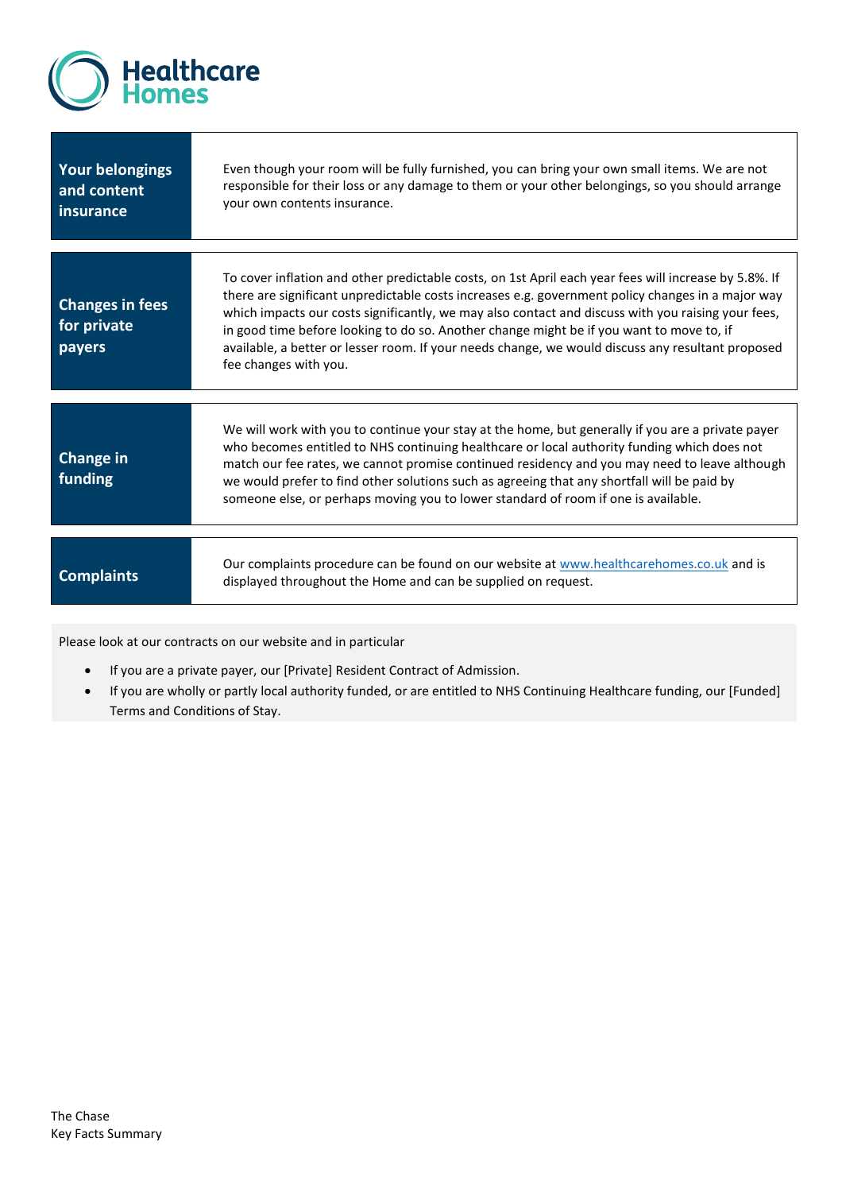| | |
|---|---|
| **Your belongings and content insurance** | Even though your room will be fully furnished, you can bring your own small items. We are not responsible for their loss or any damage to them or your other belongings, so you should arrange your own contents insurance. |

| | |
|---|---|
| **Changes in fees for private payers** | To cover inflation and other predictable costs, on 1st April each year fees will increase by 5.8%. If there are significant unpredictable costs increases e.g. government policy changes in a major way which impacts our costs significantly, we may also contact and discuss with you raising your fees, in good time before looking to do so. Another change might be if you want to move to, if available, a better or lesser room. If your needs change, we would discuss any resultant proposed fee changes with you. |

| | |
|---|---|
| **Change in funding** | We will work with you to continue your stay at the home, but generally if you are a private payer who becomes entitled to NHS continuing healthcare or local authority funding which does not match our fee rates, we cannot promise continued residency and you may need to leave although we would prefer to find other solutions such as agreeing that any shortfall will be paid by someone else, or perhaps moving you to lower standard of room if one is available. |

| | |
|---|---|
| **Complaints** | Our complaints procedure can be found on our website at [www.healthcarehomes.co.uk](http://www.healthcarehomes.co.uk) and is displayed throughout the Home and can be supplied on request. |

Please look at our contracts on our website and in particular

- If you are a private payer, our [Private] Resident Contract of Admission.
- If you are wholly or partly local authority funded, or are entitled to NHS Continuing Healthcare funding, our [Funded] Terms and Conditions of Stay.